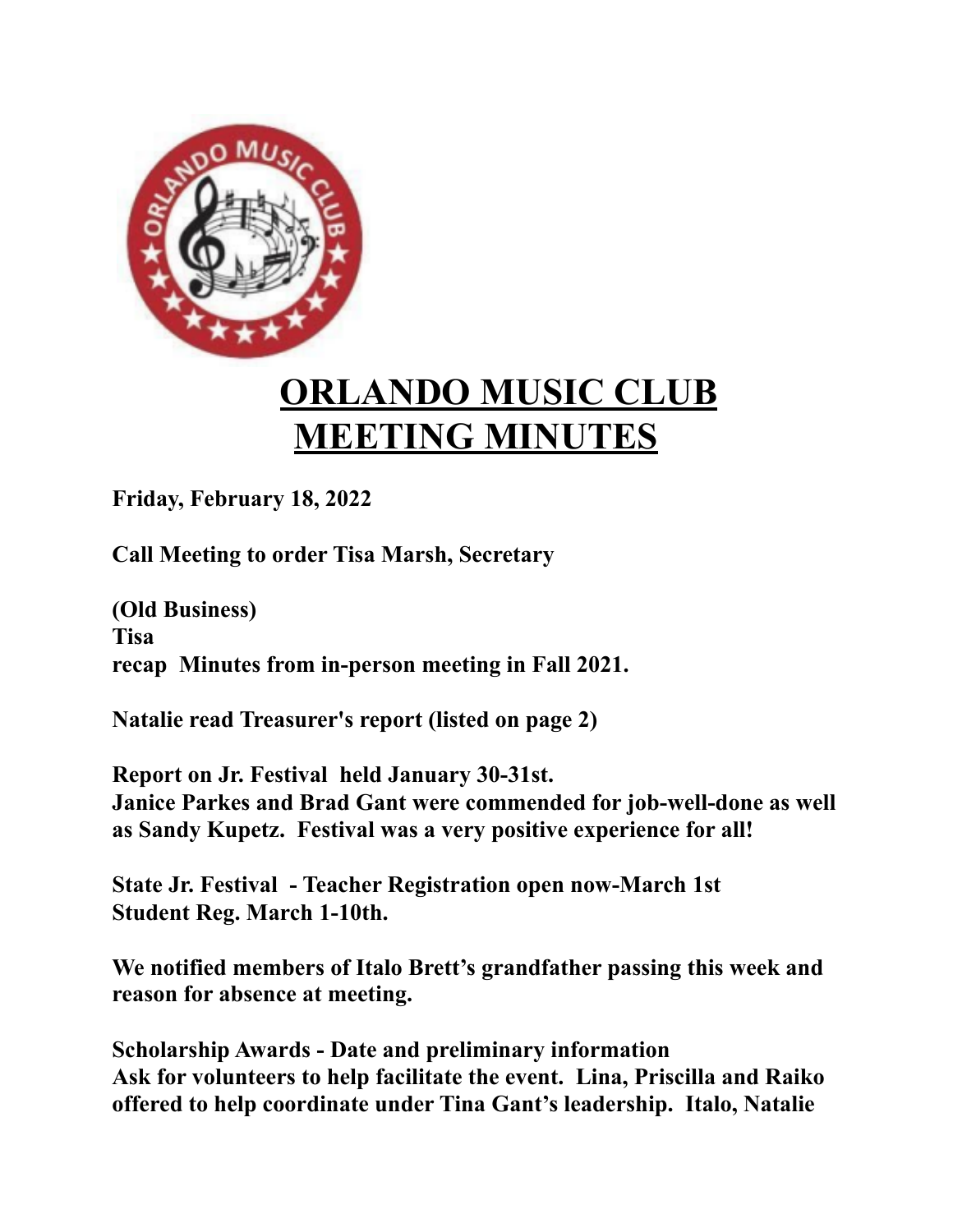# ORLANDO MUSIC CLUB MEETING MINUTES

**Friday, February 18, 2022**

**Call Meeting to order Tisa Marsh, Secretary**

**(Old Business)**
**Tisa**
**recap Minutes from in-person meeting in Fall 2021.**

**Natalie read Treasurer's report (listed on page 2)**

**Report on Jr. Festival held January 30-31st.**
**Janice Parkes and Brad Gant were commended for job-well-done as well as Sandy Kupetz. Festival was a very positive experience for all!**

**State Jr. Festival - Teacher Registration open now-March 1st**
**Student Reg. March 1-10th.**

**We notified members of Italo Brett's grandfather passing this week and reason for absence at meeting.**

**Scholarship Awards - Date and preliminary information**
**Ask for volunteers to help facilitate the event. Lina, Priscilla and Raiko offered to help coordinate under Tina Gant's leadership. Italo, Natalie**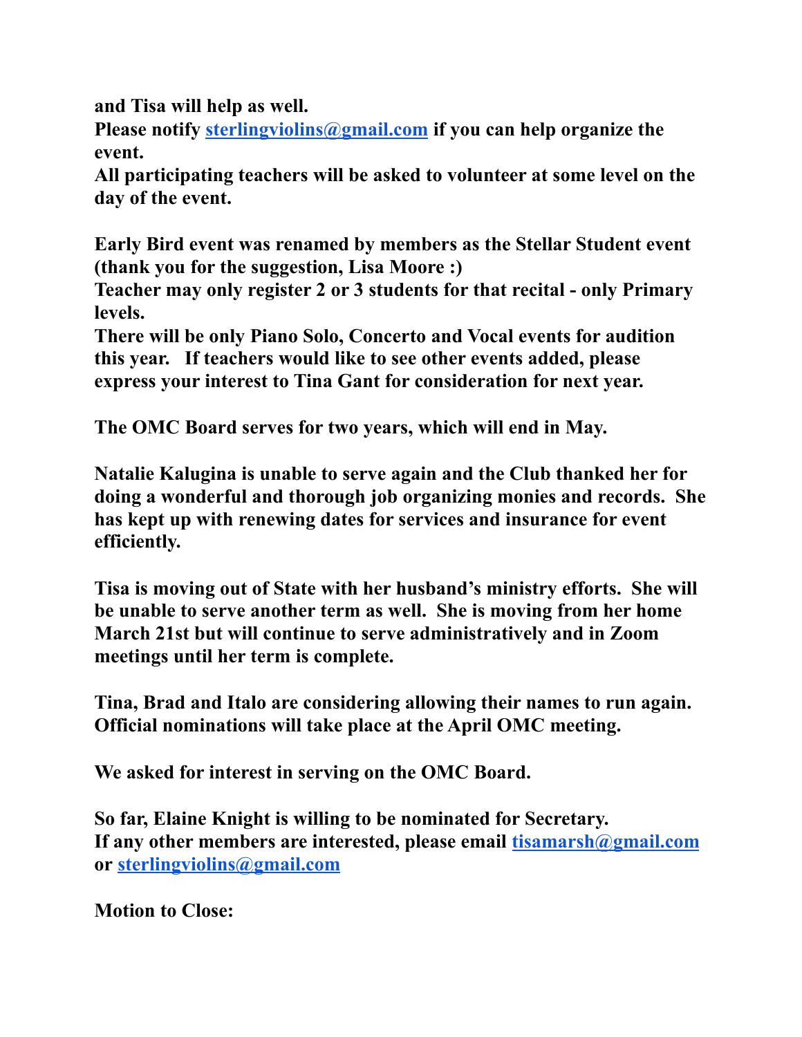**and Tisa will help as well.**
**Please notify sterlingviolins@gmail.com if you can help organize the event.**
**All participating teachers will be asked to volunteer at some level on the day of the event.**

**Early Bird event was renamed by members as the Stellar Student event (thank you for the suggestion, Lisa Moore :)**
**Teacher may only register 2 or 3 students for that recital - only Primary levels.**
**There will be only Piano Solo, Concerto and Vocal events for audition this year.   If teachers would like to see other events added, please express your interest to Tina Gant for consideration for next year.**

**The OMC Board serves for two years, which will end in May.**

**Natalie Kalugina is unable to serve again and the Club thanked her for doing a wonderful and thorough job organizing monies and records.  She has kept up with renewing dates for services and insurance for event efficiently.**

**Tisa is moving out of State with her husband's ministry efforts.  She will be unable to serve another term as well.  She is moving from her home March 21st but will continue to serve administratively and in Zoom meetings until her term is complete.**

**Tina, Brad and Italo are considering allowing their names to run again. Official nominations will take place at the April OMC meeting.**

**We asked for interest in serving on the OMC Board.**

**So far, Elaine Knight is willing to be nominated for Secretary.**
**If any other members are interested, please email tisamarsh@gmail.com or sterlingviolins@gmail.com**

**Motion to Close:**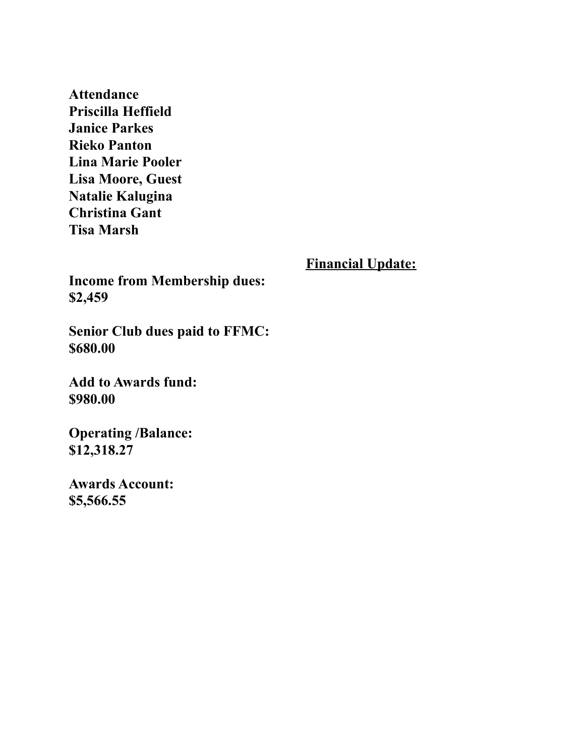**Attendance**
**Priscilla Heffield**
**Janice Parkes**
**Rieko Panton**
**Lina Marie Pooler**
**Lisa Moore, Guest**
**Natalie Kalugina**
**Christina Gant**
**Tisa Marsh**

## Financial Update:

**Income from Membership dues:**
**$2,459**

**Senior Club dues paid to FFMC:**
**$680.00**

**Add to Awards fund:**
**$980.00**

**Operating /Balance:**
**$12,318.27**

**Awards Account:**
**$5,566.55**